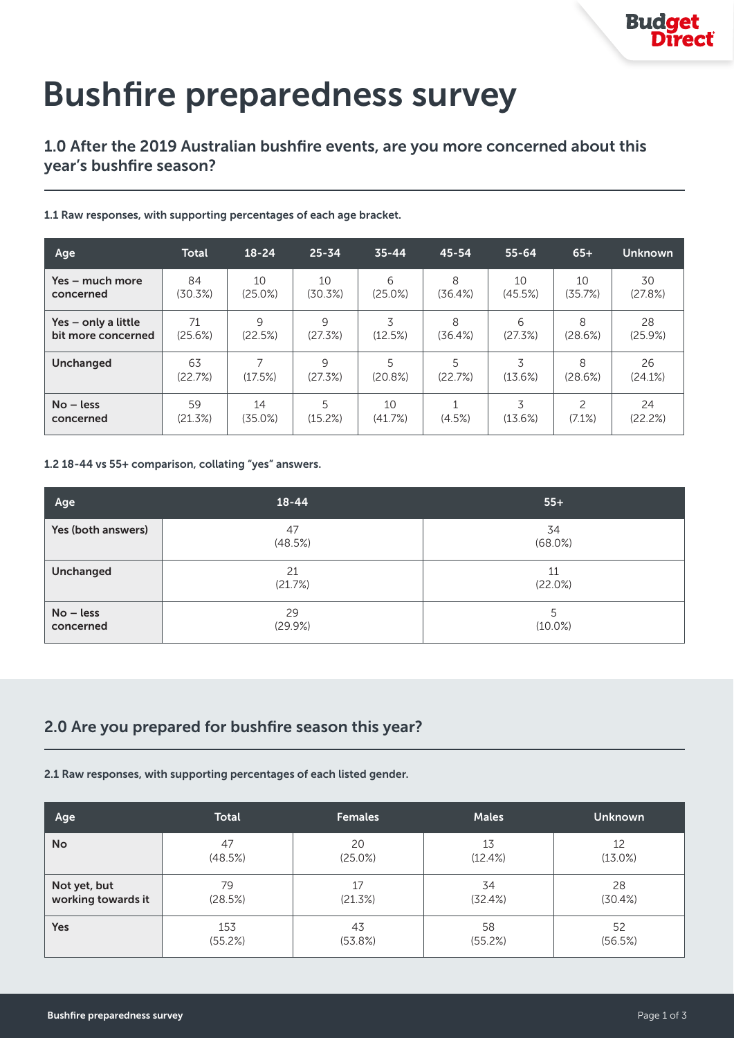# Bushfire preparedness survey

## 1.0 After the 2019 Australian bushfire events, are you more concerned about this year's bushfire season?

**1.1 Raw responses, with supporting percentages of each age bracket.**

| Age | Total | 18-24 | 25-34 | 35-44 | 45-54 | 55-64 | 65+ | Unknown |
|---|---|---|---|---|---|---|---|---|
| Yes – much more concerned | 84 (30.3%) | 10 (25.0%) | 10 (30.3%) | 6 (25.0%) | 8 (36.4%) | 10 (45.5%) | 10 (35.7%) | 30 (27.8%) |
| Yes – only a little bit more concerned | 71 (25.6%) | 9 (22.5%) | 9 (27.3%) | 3 (12.5%) | 8 (36.4%) | 6 (27.3%) | 8 (28.6%) | 28 (25.9%) |
| Unchanged | 63 (22.7%) | 7 (17.5%) | 9 (27.3%) | 5 (20.8%) | 5 (22.7%) | 3 (13.6%) | 8 (28.6%) | 26 (24.1%) |
| No – less concerned | 59 (21.3%) | 14 (35.0%) | 5 (15.2%) | 10 (41.7%) | 1 (4.5%) | 3 (13.6%) | 2 (7.1%) | 24 (22.2%) |

**1.2 18-44 vs 55+ comparison, collating "yes" answers.**

| Age | 18-44 | 55+ |
|---|---|---|
| Yes (both answers) | 47 (48.5%) | 34 (68.0%) |
| Unchanged | 21 (21.7%) | 11 (22.0%) |
| No – less concerned | 29 (29.9%) | 5 (10.0%) |

## 2.0 Are you prepared for bushfire season this year?

**2.1 Raw responses, with supporting percentages of each listed gender.**

| Age | Total | Females | Males | Unknown |
|---|---|---|---|---|
| No | 47 (48.5%) | 20 (25.0%) | 13 (12.4%) | 12 (13.0%) |
| Not yet, but working towards it | 79 (28.5%) | 17 (21.3%) | 34 (32.4%) | 28 (30.4%) |
| Yes | 153 (55.2%) | 43 (53.8%) | 58 (55.2%) | 52 (56.5%) |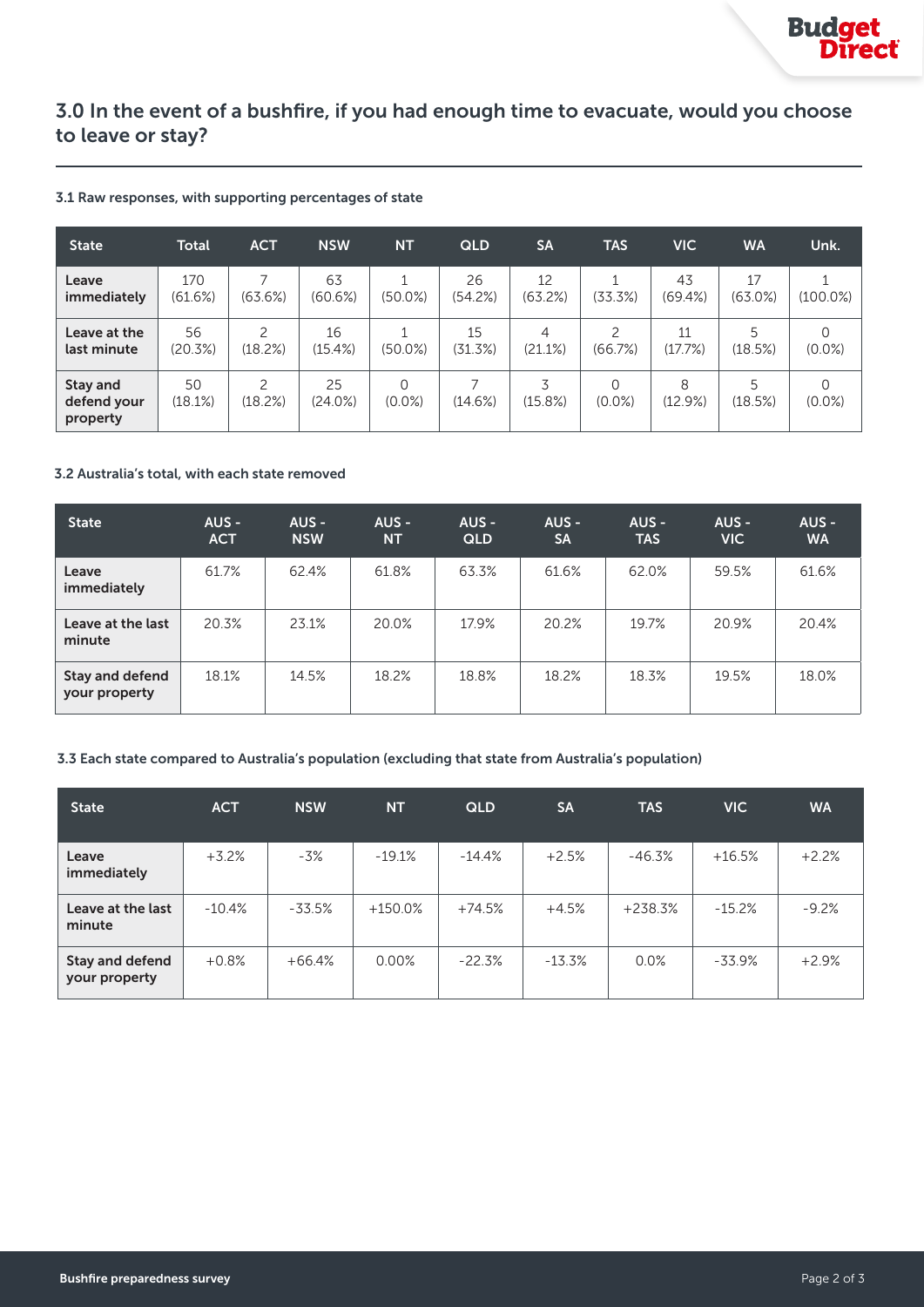## 3.0 In the event of a bushfire, if you had enough time to evacuate, would you choose to leave or stay?

### 3.1 Raw responses, with supporting percentages of state

| State | Total | ACT | NSW | NT | QLD | SA | TAS | VIC | WA | Unk. |
|---|---|---|---|---|---|---|---|---|---|---|
| **Leave immediately** | 170 (61.6%) | 7 (63.6%) | 63 (60.6%) | 1 (50.0%) | 26 (54.2%) | 12 (63.2%) | 1 (33.3%) | 43 (69.4%) | 17 (63.0%) | 1 (100.0%) |
| **Leave at the last minute** | 56 (20.3%) | 2 (18.2%) | 16 (15.4%) | 1 (50.0%) | 15 (31.3%) | 4 (21.1%) | 2 (66.7%) | 11 (17.7%) | 5 (18.5%) | 0 (0.0%) |
| **Stay and defend your property** | 50 (18.1%) | 2 (18.2%) | 25 (24.0%) | 0 (0.0%) | 7 (14.6%) | 3 (15.8%) | 0 (0.0%) | 8 (12.9%) | 5 (18.5%) | 0 (0.0%) |

### 3.2 Australia's total, with each state removed

| State | AUS - ACT | AUS - NSW | AUS - NT | AUS - QLD | AUS - SA | AUS - TAS | AUS - VIC | AUS - WA |
|---|---|---|---|---|---|---|---|---|
| **Leave immediately** | 61.7% | 62.4% | 61.8% | 63.3% | 61.6% | 62.0% | 59.5% | 61.6% |
| **Leave at the last minute** | 20.3% | 23.1% | 20.0% | 17.9% | 20.2% | 19.7% | 20.9% | 20.4% |
| **Stay and defend your property** | 18.1% | 14.5% | 18.2% | 18.8% | 18.2% | 18.3% | 19.5% | 18.0% |

### 3.3 Each state compared to Australia's population (excluding that state from Australia's population)

| State | ACT | NSW | NT | QLD | SA | TAS | VIC | WA |
|---|---|---|---|---|---|---|---|---|
| **Leave immediately** | +3.2% | -3% | -19.1% | -14.4% | +2.5% | -46.3% | +16.5% | +2.2% |
| **Leave at the last minute** | -10.4% | -33.5% | +150.0% | +74.5% | +4.5% | +238.3% | -15.2% | -9.2% |
| **Stay and defend your property** | +0.8% | +66.4% | 0.00% | -22.3% | -13.3% | 0.0% | -33.9% | +2.9% |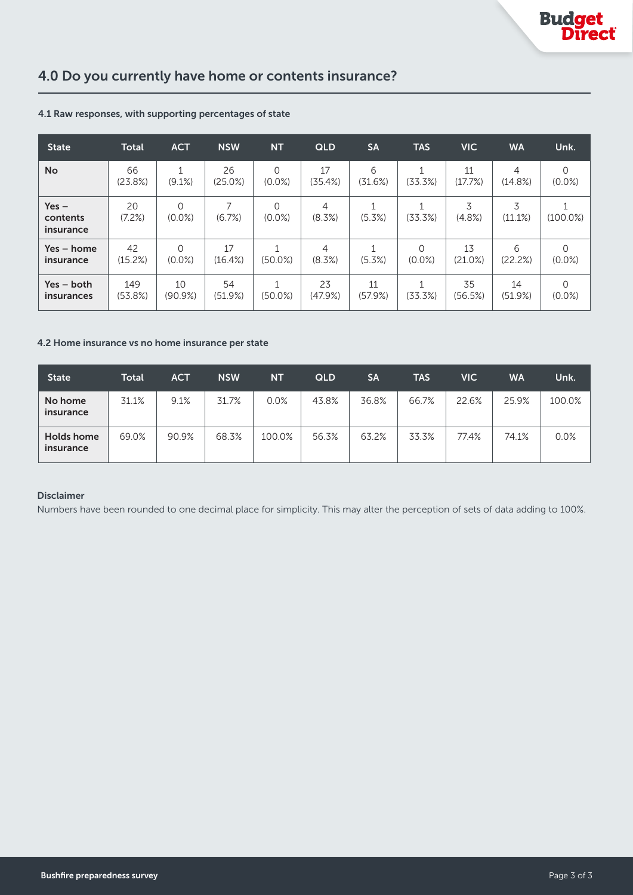## 4.0 Do you currently have home or contents insurance?

### 4.1 Raw responses, with supporting percentages of state

| State | Total | ACT | NSW | NT | QLD | SA | TAS | VIC | WA | Unk. |
|---|---|---|---|---|---|---|---|---|---|---|
| **No** | 66 (23.8%) | 1 (9.1%) | 26 (25.0%) | 0 (0.0%) | 17 (35.4%) | 6 (31.6%) | 1 (33.3%) | 11 (17.7%) | 4 (14.8%) | 0 (0.0%) |
| **Yes – contents insurance** | 20 (7.2%) | 0 (0.0%) | 7 (6.7%) | 0 (0.0%) | 4 (8.3%) | 1 (5.3%) | 1 (33.3%) | 3 (4.8%) | 3 (11.1%) | 1 (100.0%) |
| **Yes – home insurance** | 42 (15.2%) | 0 (0.0%) | 17 (16.4%) | 1 (50.0%) | 4 (8.3%) | 1 (5.3%) | 0 (0.0%) | 13 (21.0%) | 6 (22.2%) | 0 (0.0%) |
| **Yes – both insurances** | 149 (53.8%) | 10 (90.9%) | 54 (51.9%) | 1 (50.0%) | 23 (47.9%) | 11 (57.9%) | 1 (33.3%) | 35 (56.5%) | 14 (51.9%) | 0 (0.0%) |

### 4.2 Home insurance vs no home insurance per state

| State | Total | ACT | NSW | NT | QLD | SA | TAS | VIC | WA | Unk. |
|---|---|---|---|---|---|---|---|---|---|---|
| **No home insurance** | 31.1% | 9.1% | 31.7% | 0.0% | 43.8% | 36.8% | 66.7% | 22.6% | 25.9% | 100.0% |
| **Holds home insurance** | 69.0% | 90.9% | 68.3% | 100.0% | 56.3% | 63.2% | 33.3% | 77.4% | 74.1% | 0.0% |

#### Disclaimer

Numbers have been rounded to one decimal place for simplicity. This may alter the perception of sets of data adding to 100%.